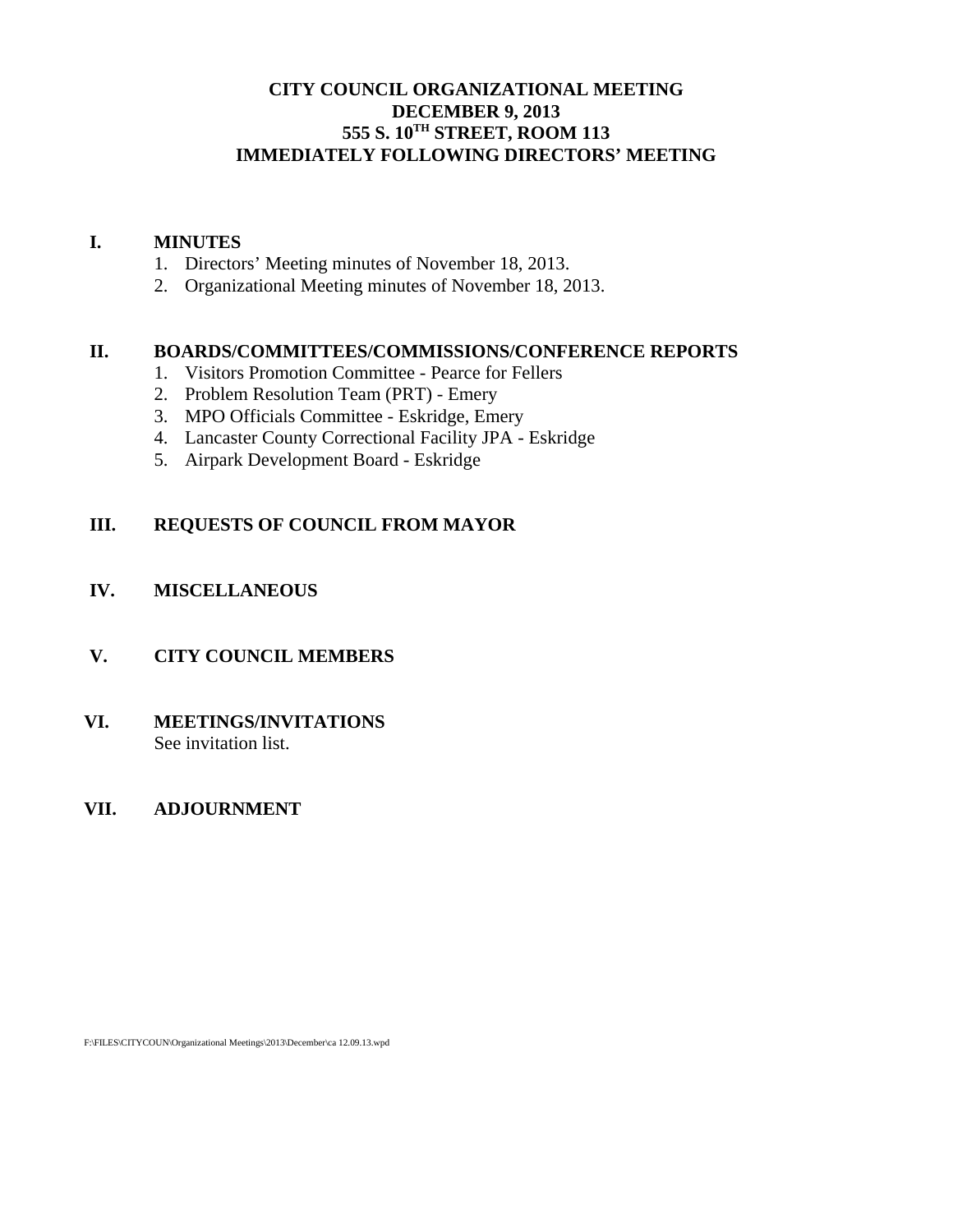# CITY COUNCIL ORGANIZATIONAL MEETING
# DECEMBER 9, 2013
# 555 S. 10TH STREET, ROOM 113
# IMMEDIATELY FOLLOWING DIRECTORS' MEETING

## I. MINUTES

1. Directors' Meeting minutes of November 18, 2013.
2. Organizational Meeting minutes of November 18, 2013.

## II. BOARDS/COMMITTEES/COMMISSIONS/CONFERENCE REPORTS

1. Visitors Promotion Committee - Pearce for Fellers
2. Problem Resolution Team (PRT) - Emery
3. MPO Officials Committee - Eskridge, Emery
4. Lancaster County Correctional Facility JPA - Eskridge
5. Airpark Development Board - Eskridge

## III. REQUESTS OF COUNCIL FROM MAYOR

## IV. MISCELLANEOUS

## V. CITY COUNCIL MEMBERS

## VI. MEETINGS/INVITATIONS

See invitation list.

## VII. ADJOURNMENT

F:\FILES\CITYCOUN\Organizational Meetings\2013\December\ca 12.09.13.wpd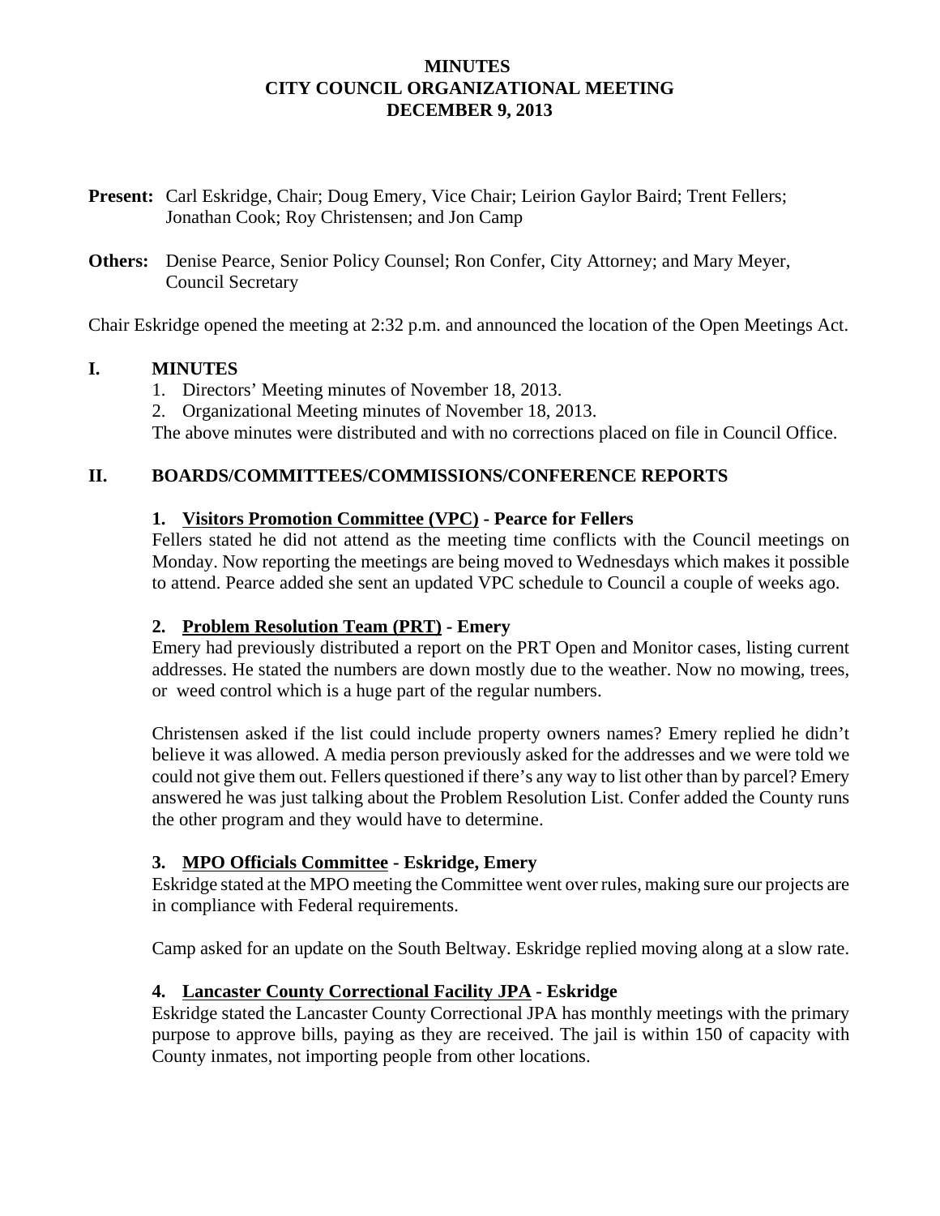# MINUTES
# CITY COUNCIL ORGANIZATIONAL MEETING
# DECEMBER 9, 2013

**Present:** Carl Eskridge, Chair; Doug Emery, Vice Chair; Leirion Gaylor Baird; Trent Fellers; Jonathan Cook; Roy Christensen; and Jon Camp

**Others:** Denise Pearce, Senior Policy Counsel; Ron Confer, City Attorney; and Mary Meyer, Council Secretary

Chair Eskridge opened the meeting at 2:32 p.m. and announced the location of the Open Meetings Act.

## I. MINUTES

1. Directors' Meeting minutes of November 18, 2013.
2. Organizational Meeting minutes of November 18, 2013.

The above minutes were distributed and with no corrections placed on file in Council Office.

## II. BOARDS/COMMITTEES/COMMISSIONS/CONFERENCE REPORTS

### 1. Visitors Promotion Committee (VPC) - Pearce for Fellers

Fellers stated he did not attend as the meeting time conflicts with the Council meetings on Monday. Now reporting the meetings are being moved to Wednesdays which makes it possible to attend. Pearce added she sent an updated VPC schedule to Council a couple of weeks ago.

### 2. Problem Resolution Team (PRT) - Emery

Emery had previously distributed a report on the PRT Open and Monitor cases, listing current addresses. He stated the numbers are down mostly due to the weather. Now no mowing, trees, or weed control which is a huge part of the regular numbers.

Christensen asked if the list could include property owners names? Emery replied he didn't believe it was allowed. A media person previously asked for the addresses and we were told we could not give them out. Fellers questioned if there's any way to list other than by parcel? Emery answered he was just talking about the Problem Resolution List. Confer added the County runs the other program and they would have to determine.

### 3. MPO Officials Committee - Eskridge, Emery

Eskridge stated at the MPO meeting the Committee went over rules, making sure our projects are in compliance with Federal requirements.

Camp asked for an update on the South Beltway. Eskridge replied moving along at a slow rate.

### 4. Lancaster County Correctional Facility JPA - Eskridge

Eskridge stated the Lancaster County Correctional JPA has monthly meetings with the primary purpose to approve bills, paying as they are received. The jail is within 150 of capacity with County inmates, not importing people from other locations.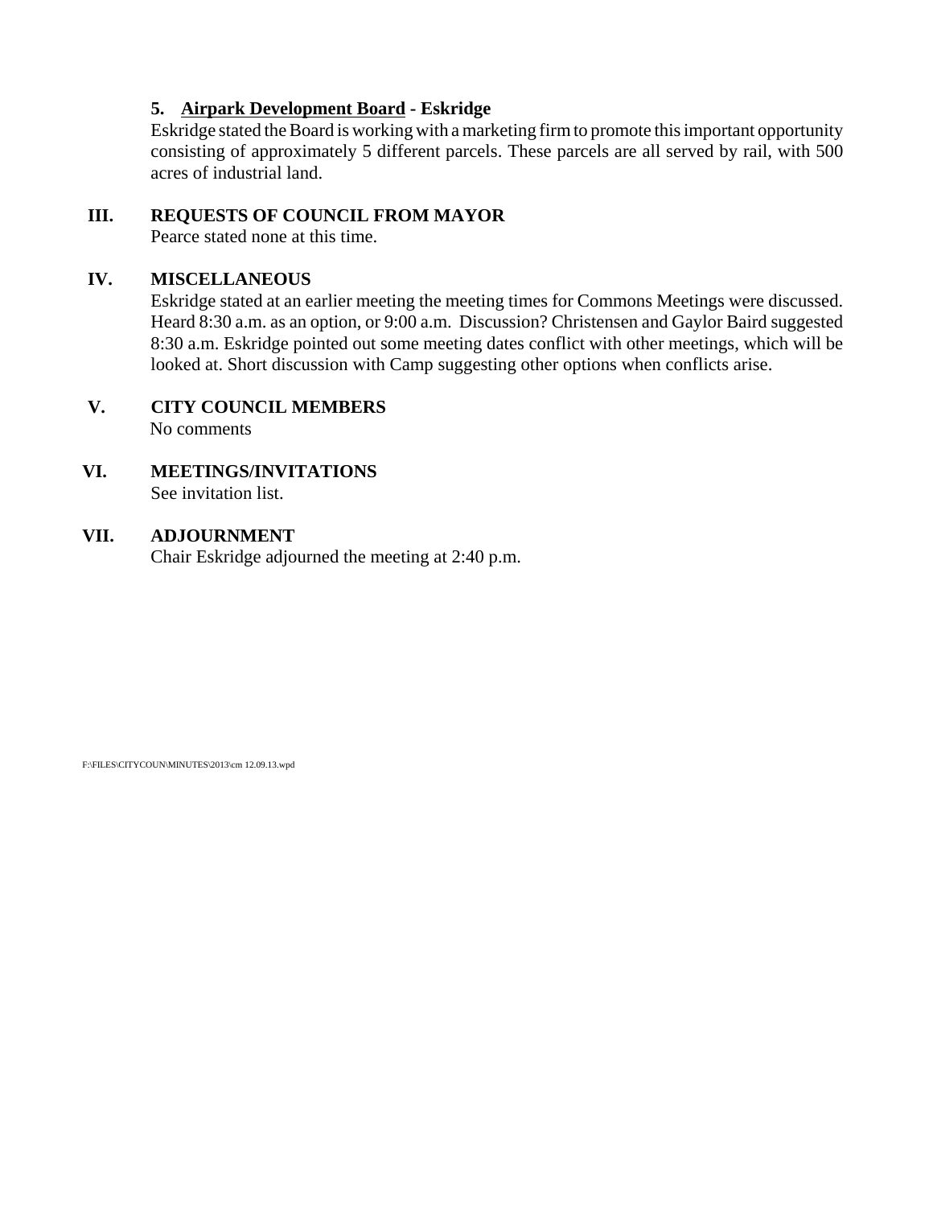**5. Airpark Development Board - Eskridge**

Eskridge stated the Board is working with a marketing firm to promote this important opportunity consisting of approximately 5 different parcels. These parcels are all served by rail, with 500 acres of industrial land.

## III. REQUESTS OF COUNCIL FROM MAYOR

Pearce stated none at this time.

## IV. MISCELLANEOUS

Eskridge stated at an earlier meeting the meeting times for Commons Meetings were discussed. Heard 8:30 a.m. as an option, or 9:00 a.m. Discussion? Christensen and Gaylor Baird suggested 8:30 a.m. Eskridge pointed out some meeting dates conflict with other meetings, which will be looked at. Short discussion with Camp suggesting other options when conflicts arise.

## V. CITY COUNCIL MEMBERS

No comments

## VI. MEETINGS/INVITATIONS

See invitation list.

## VII. ADJOURNMENT

Chair Eskridge adjourned the meeting at 2:40 p.m.

F:\FILES\CITYCOUN\MINUTES\2013\cm 12.09.13.wpd